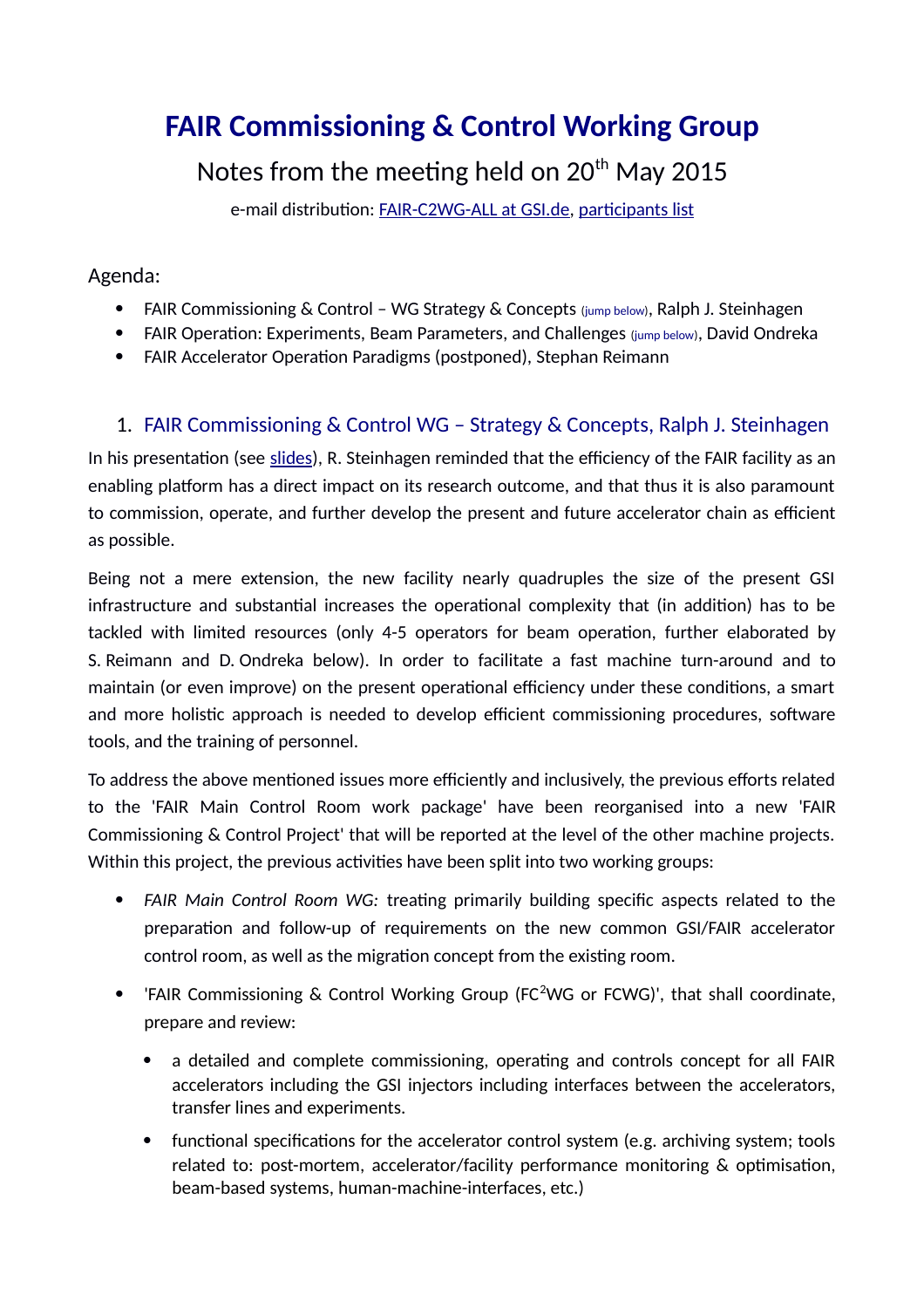# FAIR Commissioning & Control Working Group

## Notes from the meeting held on 20th May 2015

e-mail distribution: FAIR-C2WG-ALL at GSI.de, participants list

Agenda:

- FAIR Commissioning & Control – WG Strategy & Concepts (jump below), Ralph J. Steinhagen
- FAIR Operation: Experiments, Beam Parameters, and Challenges (jump below), David Ondreka
- FAIR Accelerator Operation Paradigms (postponed), Stephan Reimann

### 1. FAIR Commissioning & Control WG – Strategy & Concepts, Ralph J. Steinhagen

In his presentation (see slides), R. Steinhagen reminded that the efficiency of the FAIR facility as an enabling platform has a direct impact on its research outcome, and that thus it is also paramount to commission, operate, and further develop the present and future accelerator chain as efficient as possible.

Being not a mere extension, the new facility nearly quadruples the size of the present GSI infrastructure and substantial increases the operational complexity that (in addition) has to be tackled with limited resources (only 4-5 operators for beam operation, further elaborated by S. Reimann and D. Ondreka below). In order to facilitate a fast machine turn-around and to maintain (or even improve) on the present operational efficiency under these conditions, a smart and more holistic approach is needed to develop efficient commissioning procedures, software tools, and the training of personnel.

To address the above mentioned issues more efficiently and inclusively, the previous efforts related to the 'FAIR Main Control Room work package' have been reorganised into a new 'FAIR Commissioning & Control Project' that will be reported at the level of the other machine projects. Within this project, the previous activities have been split into two working groups:

- *FAIR Main Control Room WG:* treating primarily building specific aspects related to the preparation and follow-up of requirements on the new common GSI/FAIR accelerator control room, as well as the migration concept from the existing room.
- 'FAIR Commissioning & Control Working Group ($FC^2WG$ or FCWG)', that shall coordinate, prepare and review:
  - a detailed and complete commissioning, operating and controls concept for all FAIR accelerators including the GSI injectors including interfaces between the accelerators, transfer lines and experiments.
  - functional specifications for the accelerator control system (e.g. archiving system; tools related to: post-mortem, accelerator/facility performance monitoring & optimisation, beam-based systems, human-machine-interfaces, etc.)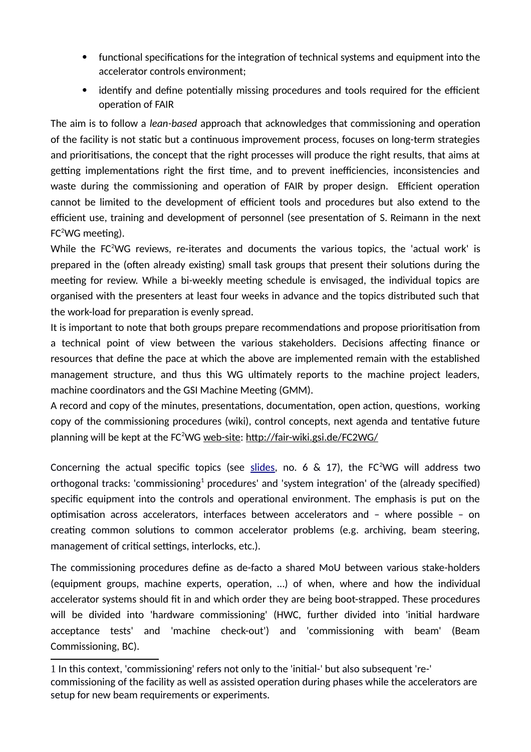- functional specifications for the integration of technical systems and equipment into the accelerator controls environment;
- identify and define potentially missing procedures and tools required for the efficient operation of FAIR

The aim is to follow a *lean-based* approach that acknowledges that commissioning and operation of the facility is not static but a continuous improvement process, focuses on long-term strategies and prioritisations, the concept that the right processes will produce the right results, that aims at getting implementations right the first time, and to prevent inefficiencies, inconsistencies and waste during the commissioning and operation of FAIR by proper design. Efficient operation cannot be limited to the development of efficient tools and procedures but also extend to the efficient use, training and development of personnel (see presentation of S. Reimann in the next FC²WG meeting).

While the FC²WG reviews, re-iterates and documents the various topics, the 'actual work' is prepared in the (often already existing) small task groups that present their solutions during the meeting for review. While a bi-weekly meeting schedule is envisaged, the individual topics are organised with the presenters at least four weeks in advance and the topics distributed such that the work-load for preparation is evenly spread.

It is important to note that both groups prepare recommendations and propose prioritisation from a technical point of view between the various stakeholders. Decisions affecting finance or resources that define the pace at which the above are implemented remain with the established management structure, and thus this WG ultimately reports to the machine project leaders, machine coordinators and the GSI Machine Meeting (GMM).

A record and copy of the minutes, presentations, documentation, open action, questions, working copy of the commissioning procedures (wiki), control concepts, next agenda and tentative future planning will be kept at the FC²WG web-site: http://fair-wiki.gsi.de/FC2WG/

Concerning the actual specific topics (see slides, no. 6 & 17), the FC²WG will address two orthogonal tracks: 'commissioning[1] procedures' and 'system integration' of the (already specified) specific equipment into the controls and operational environment. The emphasis is put on the optimisation across accelerators, interfaces between accelerators and – where possible – on creating common solutions to common accelerator problems (e.g. archiving, beam steering, management of critical settings, interlocks, etc.).

The commissioning procedures define as de-facto a shared MoU between various stake-holders (equipment groups, machine experts, operation, ...) of when, where and how the individual accelerator systems should fit in and which order they are being boot-strapped. These procedures will be divided into 'hardware commissioning' (HWC, further divided into 'initial hardware acceptance tests' and 'machine check-out') and 'commissioning with beam' (Beam Commissioning, BC).

---

1 In this context, 'commissioning' refers not only to the 'initial-' but also subsequent 're-' commissioning of the facility as well as assisted operation during phases while the accelerators are setup for new beam requirements or experiments.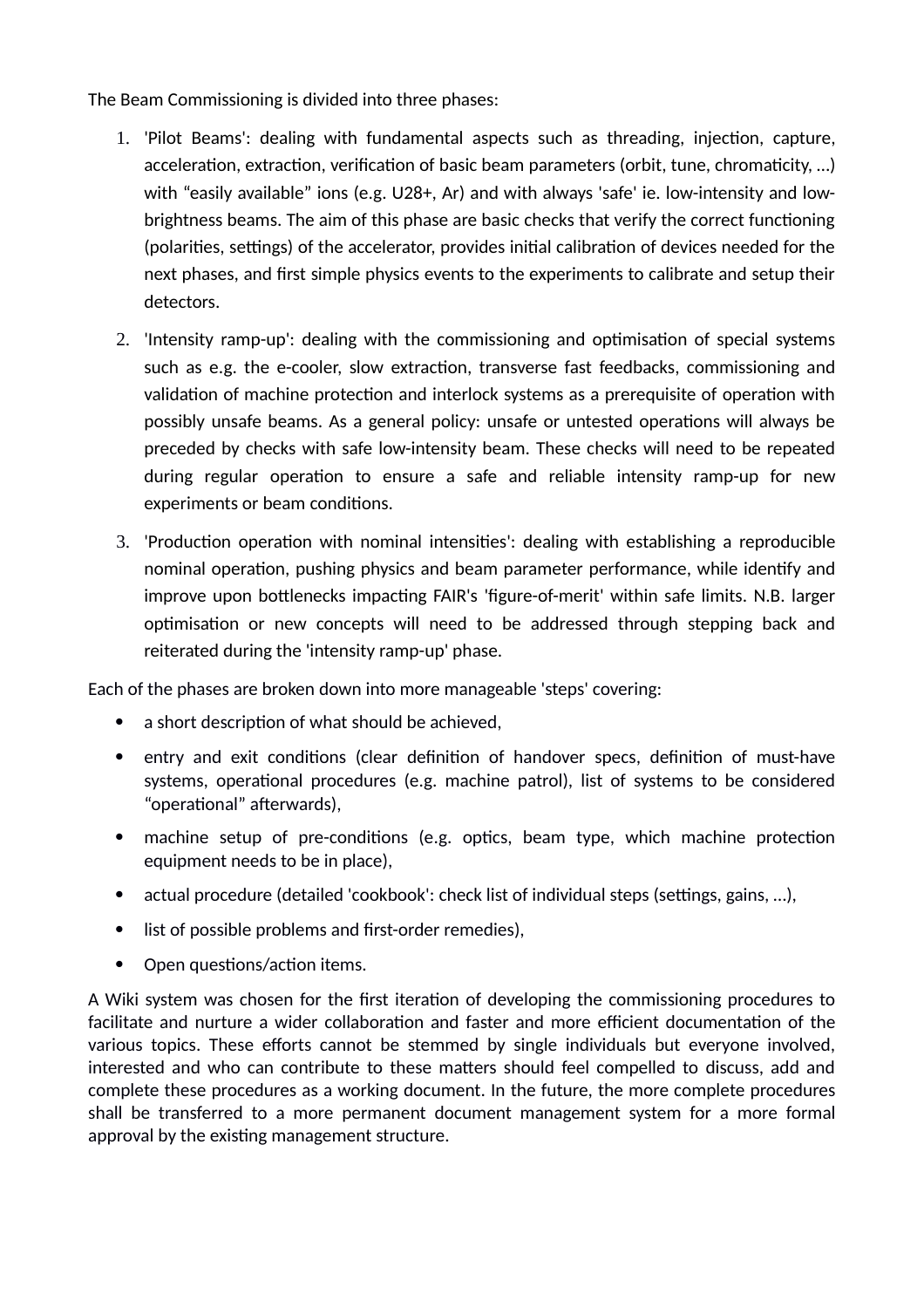The Beam Commissioning is divided into three phases:

1. 'Pilot Beams': dealing with fundamental aspects such as threading, injection, capture, acceleration, extraction, verification of basic beam parameters (orbit, tune, chromaticity, …) with “easily available” ions (e.g. U28+, Ar) and with always 'safe' ie. low-intensity and low-brightness beams. The aim of this phase are basic checks that verify the correct functioning (polarities, settings) of the accelerator, provides initial calibration of devices needed for the next phases, and first simple physics events to the experiments to calibrate and setup their detectors.
2. 'Intensity ramp-up': dealing with the commissioning and optimisation of special systems such as e.g. the e-cooler, slow extraction, transverse fast feedbacks, commissioning and validation of machine protection and interlock systems as a prerequisite of operation with possibly unsafe beams. As a general policy: unsafe or untested operations will always be preceded by checks with safe low-intensity beam. These checks will need to be repeated during regular operation to ensure a safe and reliable intensity ramp-up for new experiments or beam conditions.
3. 'Production operation with nominal intensities': dealing with establishing a reproducible nominal operation, pushing physics and beam parameter performance, while identify and improve upon bottlenecks impacting FAIR's 'figure-of-merit' within safe limits. N.B. larger optimisation or new concepts will need to be addressed through stepping back and reiterated during the 'intensity ramp-up' phase.

Each of the phases are broken down into more manageable 'steps' covering:

- a short description of what should be achieved,
- entry and exit conditions (clear definition of handover specs, definition of must-have systems, operational procedures (e.g. machine patrol), list of systems to be considered “operational” afterwards),
- machine setup of pre-conditions (e.g. optics, beam type, which machine protection equipment needs to be in place),
- actual procedure (detailed 'cookbook': check list of individual steps (settings, gains, …),
- list of possible problems and first-order remedies),
- Open questions/action items.

A Wiki system was chosen for the first iteration of developing the commissioning procedures to facilitate and nurture a wider collaboration and faster and more efficient documentation of the various topics. These efforts cannot be stemmed by single individuals but everyone involved, interested and who can contribute to these matters should feel compelled to discuss, add and complete these procedures as a working document. In the future, the more complete procedures shall be transferred to a more permanent document management system for a more formal approval by the existing management structure.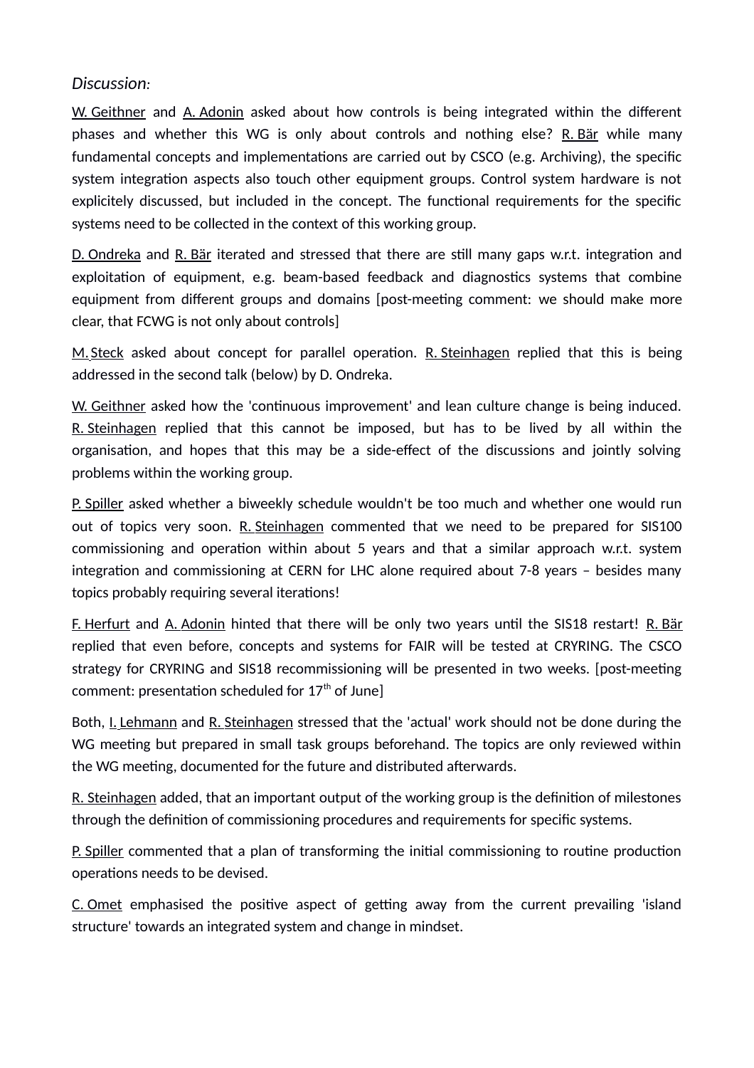*Discussion:*

W. Geithner and A. Adonin asked about how controls is being integrated within the different phases and whether this WG is only about controls and nothing else? R. Bär while many fundamental concepts and implementations are carried out by CSCO (e.g. Archiving), the specific system integration aspects also touch other equipment groups. Control system hardware is not explicitely discussed, but included in the concept. The functional requirements for the specific systems need to be collected in the context of this working group.

D. Ondreka and R. Bär iterated and stressed that there are still many gaps w.r.t. integration and exploitation of equipment, e.g. beam-based feedback and diagnostics systems that combine equipment from different groups and domains [post-meeting comment: we should make more clear, that FCWG is not only about controls]

M. Steck asked about concept for parallel operation. R. Steinhagen replied that this is being addressed in the second talk (below) by D. Ondreka.

W. Geithner asked how the 'continuous improvement' and lean culture change is being induced. R. Steinhagen replied that this cannot be imposed, but has to be lived by all within the organisation, and hopes that this may be a side-effect of the discussions and jointly solving problems within the working group.

P. Spiller asked whether a biweekly schedule wouldn't be too much and whether one would run out of topics very soon. R. Steinhagen commented that we need to be prepared for SIS100 commissioning and operation within about 5 years and that a similar approach w.r.t. system integration and commissioning at CERN for LHC alone required about 7-8 years – besides many topics probably requiring several iterations!

F. Herfurt and A. Adonin hinted that there will be only two years until the SIS18 restart! R. Bär replied that even before, concepts and systems for FAIR will be tested at CRYRING. The CSCO strategy for CRYRING and SIS18 recommissioning will be presented in two weeks. [post-meeting comment: presentation scheduled for 17th of June]

Both, I. Lehmann and R. Steinhagen stressed that the 'actual' work should not be done during the WG meeting but prepared in small task groups beforehand. The topics are only reviewed within the WG meeting, documented for the future and distributed afterwards.

R. Steinhagen added, that an important output of the working group is the definition of milestones through the definition of commissioning procedures and requirements for specific systems.

P. Spiller commented that a plan of transforming the initial commissioning to routine production operations needs to be devised.

C. Omet emphasised the positive aspect of getting away from the current prevailing 'island structure' towards an integrated system and change in mindset.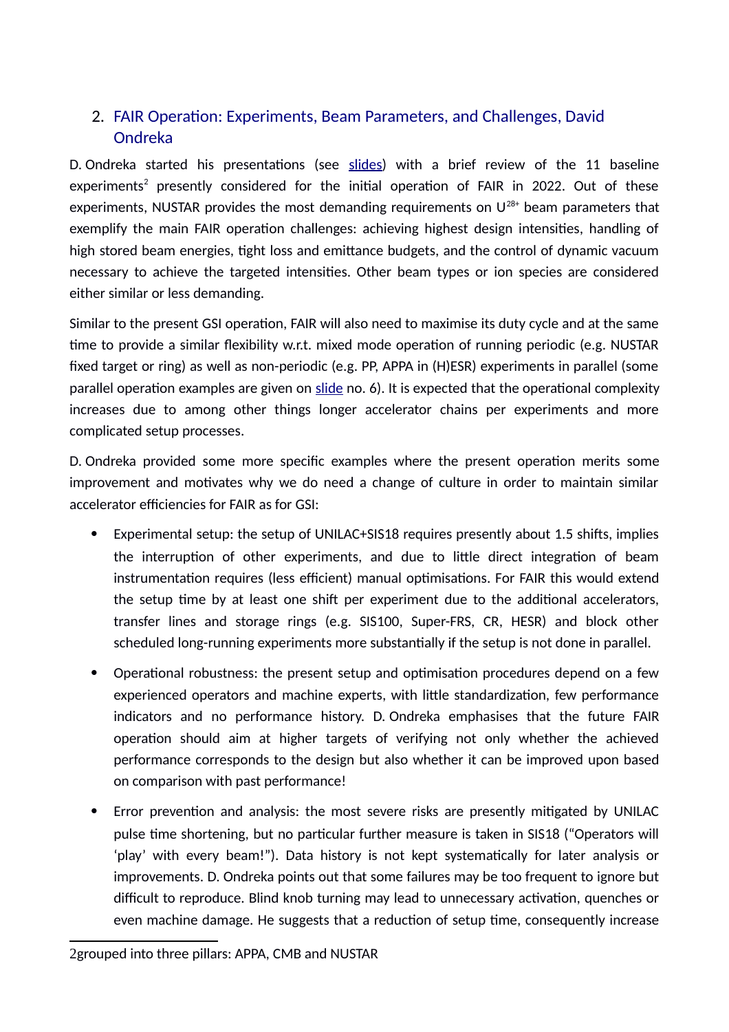## 2. FAIR Operation: Experiments, Beam Parameters, and Challenges, David Ondreka

D. Ondreka started his presentations (see slides) with a brief review of the 11 baseline experiments[2] presently considered for the initial operation of FAIR in 2022. Out of these experiments, NUSTAR provides the most demanding requirements on $U^{28+}$ beam parameters that exemplify the main FAIR operation challenges: achieving highest design intensities, handling of high stored beam energies, tight loss and emittance budgets, and the control of dynamic vacuum necessary to achieve the targeted intensities. Other beam types or ion species are considered either similar or less demanding.

Similar to the present GSI operation, FAIR will also need to maximise its duty cycle and at the same time to provide a similar flexibility w.r.t. mixed mode operation of running periodic (e.g. NUSTAR fixed target or ring) as well as non-periodic (e.g. PP, APPA in (H)ESR) experiments in parallel (some parallel operation examples are given on slide no. 6). It is expected that the operational complexity increases due to among other things longer accelerator chains per experiments and more complicated setup processes.

D. Ondreka provided some more specific examples where the present operation merits some improvement and motivates why we do need a change of culture in order to maintain similar accelerator efficiencies for FAIR as for GSI:

- Experimental setup: the setup of UNILAC+SIS18 requires presently about 1.5 shifts, implies the interruption of other experiments, and due to little direct integration of beam instrumentation requires (less efficient) manual optimisations. For FAIR this would extend the setup time by at least one shift per experiment due to the additional accelerators, transfer lines and storage rings (e.g. SIS100, Super-FRS, CR, HESR) and block other scheduled long-running experiments more substantially if the setup is not done in parallel.
- Operational robustness: the present setup and optimisation procedures depend on a few experienced operators and machine experts, with little standardization, few performance indicators and no performance history. D. Ondreka emphasises that the future FAIR operation should aim at higher targets of verifying not only whether the achieved performance corresponds to the design but also whether it can be improved upon based on comparison with past performance!
- Error prevention and analysis: the most severe risks are presently mitigated by UNILAC pulse time shortening, but no particular further measure is taken in SIS18 ("Operators will 'play' with every beam!"). Data history is not kept systematically for later analysis or improvements. D. Ondreka points out that some failures may be too frequent to ignore but difficult to reproduce. Blind knob turning may lead to unnecessary activation, quenches or even machine damage. He suggests that a reduction of setup time, consequently increase

---

[2] grouped into three pillars: APPA, CMB and NUSTAR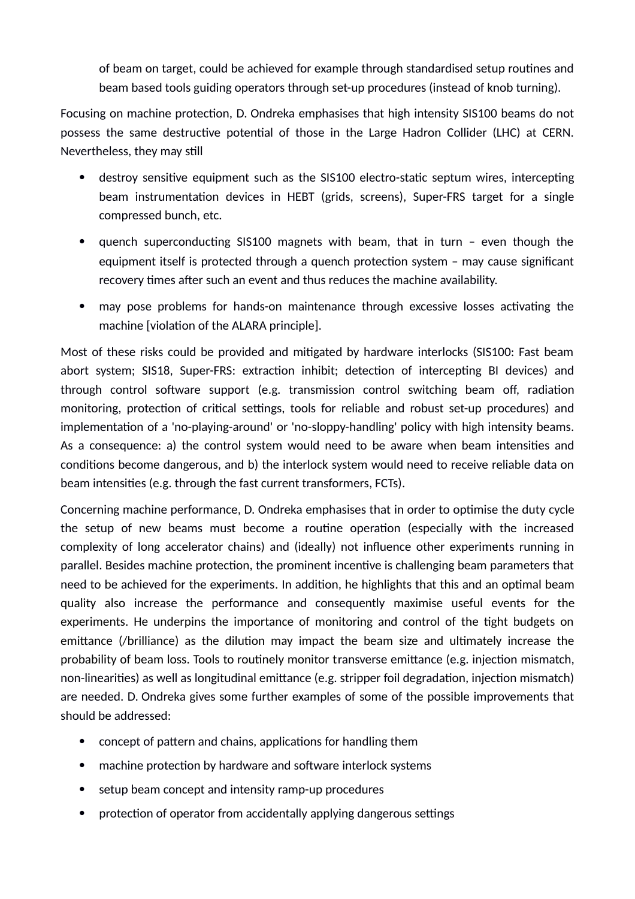of beam on target, could be achieved for example through standardised setup routines and beam based tools guiding operators through set-up procedures (instead of knob turning).

Focusing on machine protection, D. Ondreka emphasises that high intensity SIS100 beams do not possess the same destructive potential of those in the Large Hadron Collider (LHC) at CERN. Nevertheless, they may still

- destroy sensitive equipment such as the SIS100 electro-static septum wires, intercepting beam instrumentation devices in HEBT (grids, screens), Super-FRS target for a single compressed bunch, etc.
- quench superconducting SIS100 magnets with beam, that in turn – even though the equipment itself is protected through a quench protection system – may cause significant recovery times after such an event and thus reduces the machine availability.
- may pose problems for hands-on maintenance through excessive losses activating the machine [violation of the ALARA principle].

Most of these risks could be provided and mitigated by hardware interlocks (SIS100: Fast beam abort system; SIS18, Super-FRS: extraction inhibit; detection of intercepting BI devices) and through control software support (e.g. transmission control switching beam off, radiation monitoring, protection of critical settings, tools for reliable and robust set-up procedures) and implementation of a 'no-playing-around' or 'no-sloppy-handling' policy with high intensity beams. As a consequence: a) the control system would need to be aware when beam intensities and conditions become dangerous, and b) the interlock system would need to receive reliable data on beam intensities (e.g. through the fast current transformers, FCTs).

Concerning machine performance, D. Ondreka emphasises that in order to optimise the duty cycle the setup of new beams must become a routine operation (especially with the increased complexity of long accelerator chains) and (ideally) not influence other experiments running in parallel. Besides machine protection, the prominent incentive is challenging beam parameters that need to be achieved for the experiments. In addition, he highlights that this and an optimal beam quality also increase the performance and consequently maximise useful events for the experiments. He underpins the importance of monitoring and control of the tight budgets on emittance (/brilliance) as the dilution may impact the beam size and ultimately increase the probability of beam loss. Tools to routinely monitor transverse emittance (e.g. injection mismatch, non-linearities) as well as longitudinal emittance (e.g. stripper foil degradation, injection mismatch) are needed. D. Ondreka gives some further examples of some of the possible improvements that should be addressed:

- concept of pattern and chains, applications for handling them
- machine protection by hardware and software interlock systems
- setup beam concept and intensity ramp-up procedures
- protection of operator from accidentally applying dangerous settings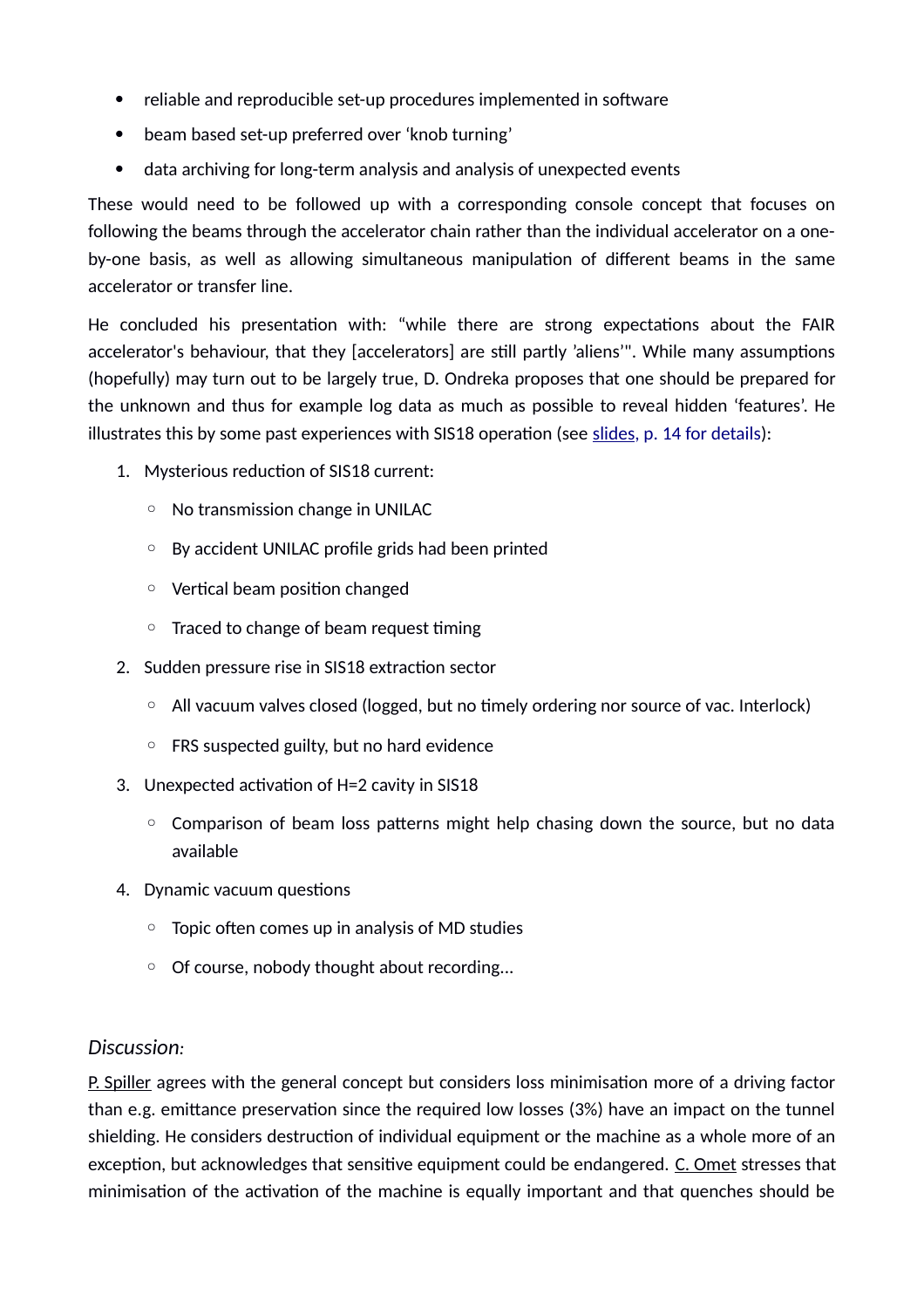- reliable and reproducible set-up procedures implemented in software
- beam based set-up preferred over ‘knob turning’
- data archiving for long-term analysis and analysis of unexpected events

These would need to be followed up with a corresponding console concept that focuses on following the beams through the accelerator chain rather than the individual accelerator on a one-by-one basis, as well as allowing simultaneous manipulation of different beams in the same accelerator or transfer line.

He concluded his presentation with: “while there are strong expectations about the FAIR accelerator's behaviour, that they [accelerators] are still partly ’aliens’". While many assumptions (hopefully) may turn out to be largely true, D. Ondreka proposes that one should be prepared for the unknown and thus for example log data as much as possible to reveal hidden ‘features’. He illustrates this by some past experiences with SIS18 operation (see slides, p. 14 for details):

1. Mysterious reduction of SIS18 current:
    - No transmission change in UNILAC
    - By accident UNILAC profile grids had been printed
    - Vertical beam position changed
    - Traced to change of beam request timing
2. Sudden pressure rise in SIS18 extraction sector
    - All vacuum valves closed (logged, but no timely ordering nor source of vac. Interlock)
    - FRS suspected guilty, but no hard evidence
3. Unexpected activation of H=2 cavity in SIS18
    - Comparison of beam loss patterns might help chasing down the source, but no data available
4. Dynamic vacuum questions
    - Topic often comes up in analysis of MD studies
    - Of course, nobody thought about recording…

*Discussion:*

P. Spiller agrees with the general concept but considers loss minimisation more of a driving factor than e.g. emittance preservation since the required low losses (3%) have an impact on the tunnel shielding. He considers destruction of individual equipment or the machine as a whole more of an exception, but acknowledges that sensitive equipment could be endangered. C. Omet stresses that minimisation of the activation of the machine is equally important and that quenches should be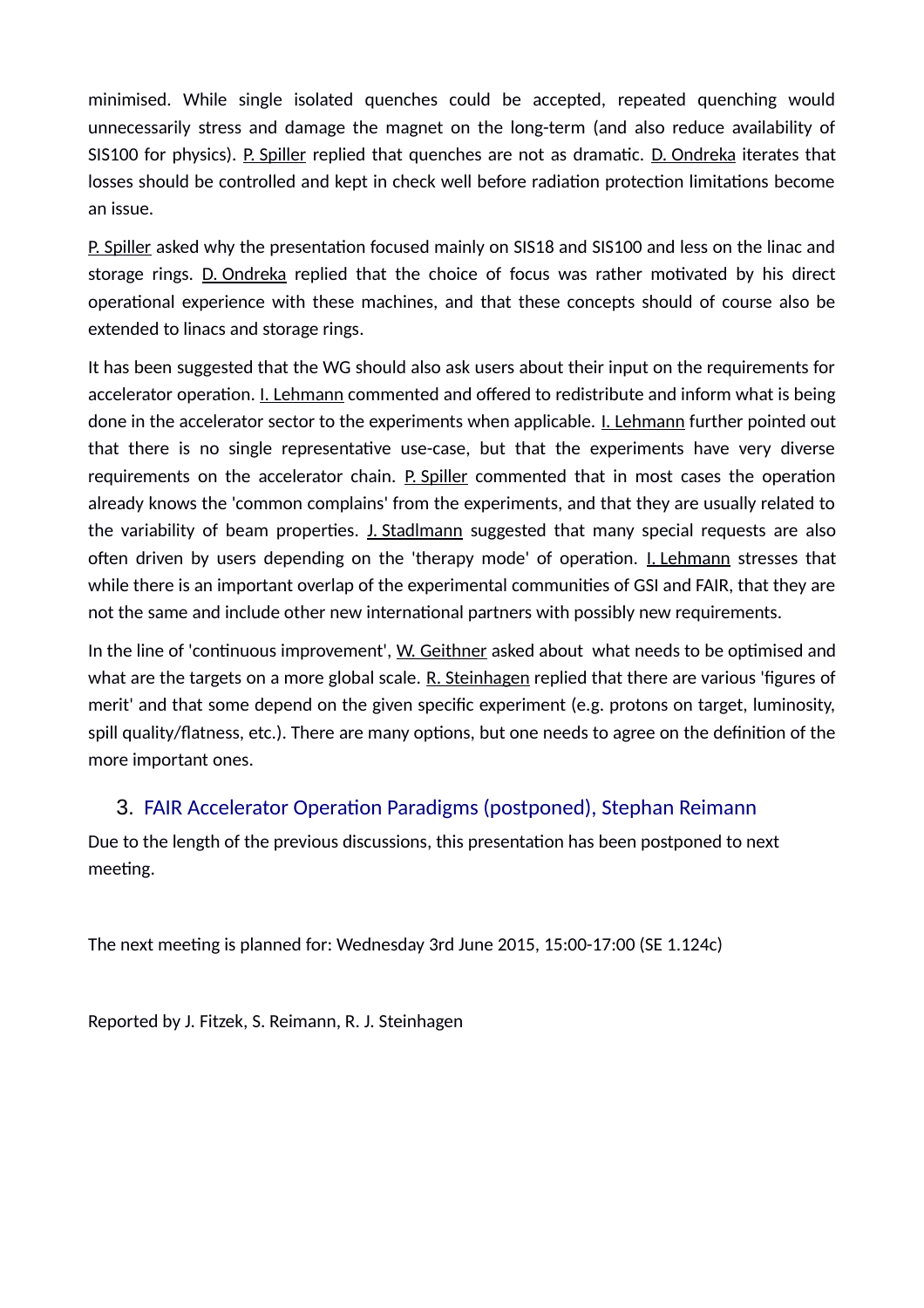minimised. While single isolated quenches could be accepted, repeated quenching would unnecessarily stress and damage the magnet on the long-term (and also reduce availability of SIS100 for physics). P. Spiller replied that quenches are not as dramatic. D. Ondreka iterates that losses should be controlled and kept in check well before radiation protection limitations become an issue.

P. Spiller asked why the presentation focused mainly on SIS18 and SIS100 and less on the linac and storage rings. D. Ondreka replied that the choice of focus was rather motivated by his direct operational experience with these machines, and that these concepts should of course also be extended to linacs and storage rings.

It has been suggested that the WG should also ask users about their input on the requirements for accelerator operation. I. Lehmann commented and offered to redistribute and inform what is being done in the accelerator sector to the experiments when applicable. I. Lehmann further pointed out that there is no single representative use-case, but that the experiments have very diverse requirements on the accelerator chain. P. Spiller commented that in most cases the operation already knows the 'common complains' from the experiments, and that they are usually related to the variability of beam properties. J. Stadlmann suggested that many special requests are also often driven by users depending on the 'therapy mode' of operation. I. Lehmann stresses that while there is an important overlap of the experimental communities of GSI and FAIR, that they are not the same and include other new international partners with possibly new requirements.

In the line of 'continuous improvement', W. Geithner asked about what needs to be optimised and what are the targets on a more global scale. R. Steinhagen replied that there are various 'figures of merit' and that some depend on the given specific experiment (e.g. protons on target, luminosity, spill quality/flatness, etc.). There are many options, but one needs to agree on the definition of the more important ones.

## 3. FAIR Accelerator Operation Paradigms (postponed), Stephan Reimann

Due to the length of the previous discussions, this presentation has been postponed to next meeting.

The next meeting is planned for: Wednesday 3rd June 2015, 15:00-17:00 (SE 1.124c)

Reported by J. Fitzek, S. Reimann, R. J. Steinhagen